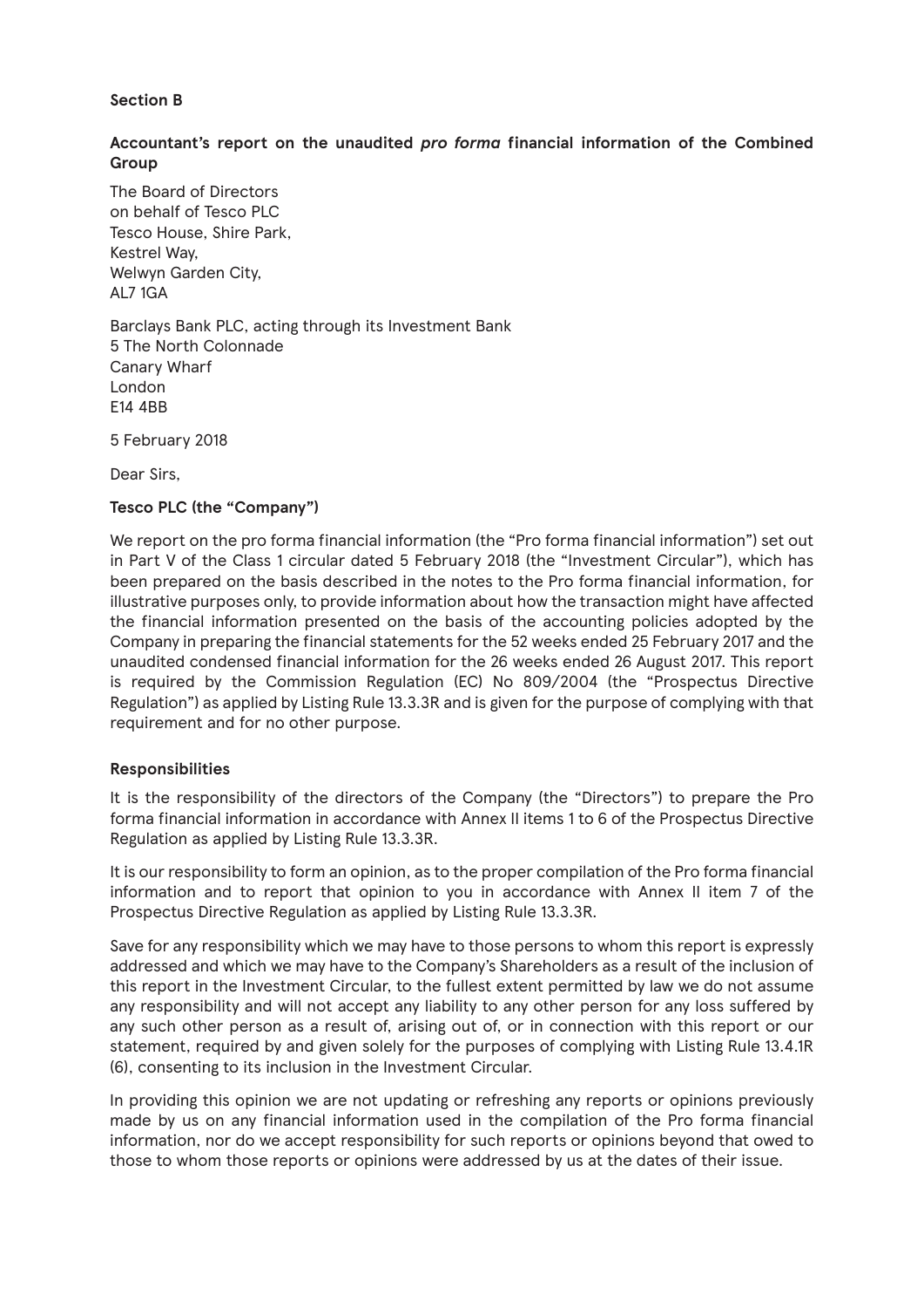**Section B**

**Accountant's report on the unaudited *pro forma* financial information of the Combined Group**

The Board of Directors
on behalf of Tesco PLC
Tesco House, Shire Park,
Kestrel Way,
Welwyn Garden City,
AL7 1GA

Barclays Bank PLC, acting through its Investment Bank
5 The North Colonnade
Canary Wharf
London
E14 4BB

5 February 2018

Dear Sirs,

**Tesco PLC (the "Company")**

We report on the pro forma financial information (the "Pro forma financial information") set out in Part V of the Class 1 circular dated 5 February 2018 (the "Investment Circular"), which has been prepared on the basis described in the notes to the Pro forma financial information, for illustrative purposes only, to provide information about how the transaction might have affected the financial information presented on the basis of the accounting policies adopted by the Company in preparing the financial statements for the 52 weeks ended 25 February 2017 and the unaudited condensed financial information for the 26 weeks ended 26 August 2017. This report is required by the Commission Regulation (EC) No 809/2004 (the "Prospectus Directive Regulation") as applied by Listing Rule 13.3.3R and is given for the purpose of complying with that requirement and for no other purpose.

**Responsibilities**

It is the responsibility of the directors of the Company (the "Directors") to prepare the Pro forma financial information in accordance with Annex II items 1 to 6 of the Prospectus Directive Regulation as applied by Listing Rule 13.3.3R.

It is our responsibility to form an opinion, as to the proper compilation of the Pro forma financial information and to report that opinion to you in accordance with Annex II item 7 of the Prospectus Directive Regulation as applied by Listing Rule 13.3.3R.

Save for any responsibility which we may have to those persons to whom this report is expressly addressed and which we may have to the Company's Shareholders as a result of the inclusion of this report in the Investment Circular, to the fullest extent permitted by law we do not assume any responsibility and will not accept any liability to any other person for any loss suffered by any such other person as a result of, arising out of, or in connection with this report or our statement, required by and given solely for the purposes of complying with Listing Rule 13.4.1R (6), consenting to its inclusion in the Investment Circular.

In providing this opinion we are not updating or refreshing any reports or opinions previously made by us on any financial information used in the compilation of the Pro forma financial information, nor do we accept responsibility for such reports or opinions beyond that owed to those to whom those reports or opinions were addressed by us at the dates of their issue.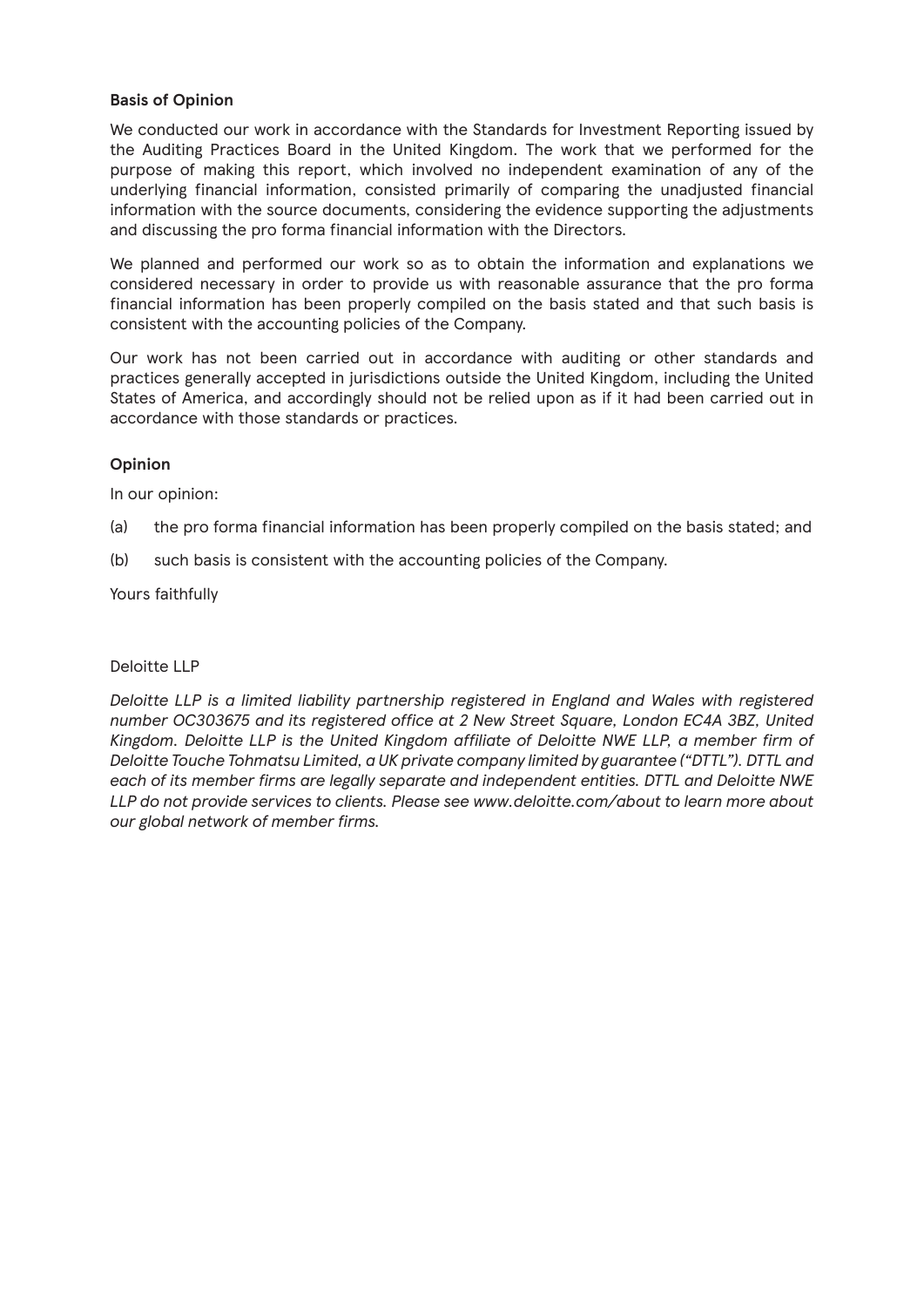**Basis of Opinion**

We conducted our work in accordance with the Standards for Investment Reporting issued by the Auditing Practices Board in the United Kingdom. The work that we performed for the purpose of making this report, which involved no independent examination of any of the underlying financial information, consisted primarily of comparing the unadjusted financial information with the source documents, considering the evidence supporting the adjustments and discussing the pro forma financial information with the Directors.

We planned and performed our work so as to obtain the information and explanations we considered necessary in order to provide us with reasonable assurance that the pro forma financial information has been properly compiled on the basis stated and that such basis is consistent with the accounting policies of the Company.

Our work has not been carried out in accordance with auditing or other standards and practices generally accepted in jurisdictions outside the United Kingdom, including the United States of America, and accordingly should not be relied upon as if it had been carried out in accordance with those standards or practices.

**Opinion**

In our opinion:

(a) the pro forma financial information has been properly compiled on the basis stated; and

(b) such basis is consistent with the accounting policies of the Company.

Yours faithfully

Deloitte LLP

*Deloitte LLP is a limited liability partnership registered in England and Wales with registered number OC303675 and its registered office at 2 New Street Square, London EC4A 3BZ, United Kingdom. Deloitte LLP is the United Kingdom affiliate of Deloitte NWE LLP, a member firm of Deloitte Touche Tohmatsu Limited, a UK private company limited by guarantee ("DTTL"). DTTL and each of its member firms are legally separate and independent entities. DTTL and Deloitte NWE LLP do not provide services to clients. Please see www.deloitte.com/about to learn more about our global network of member firms.*